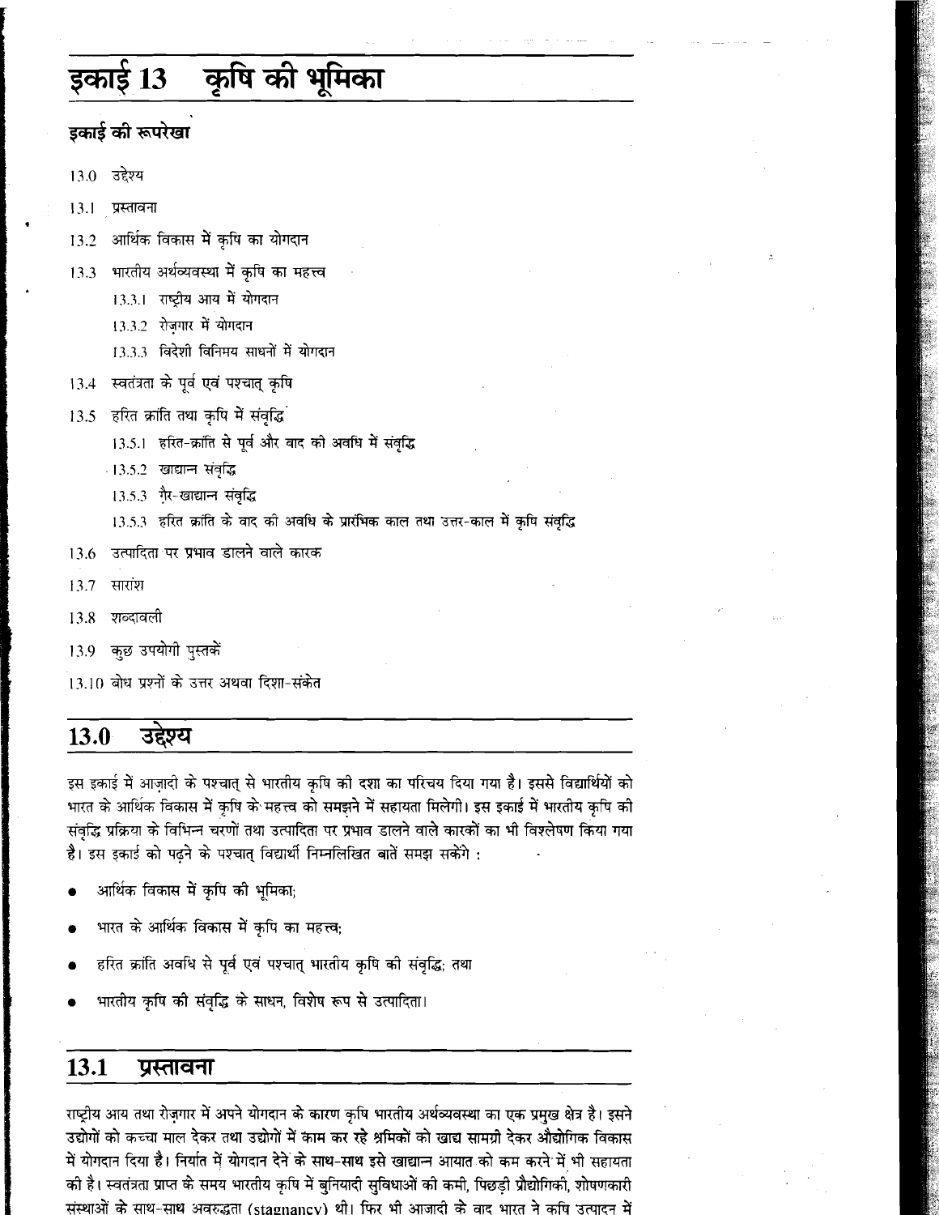# इकाई 13 कृषि की भूमिका

## इकाई की रूपरेखा

- 13.0 उद्देश्य
- 13.1 प्रस्तावना
- 13.2 आर्थिक विकास में कृषि का योगदान
- 13.3 भारतीय अर्थव्यवस्था में कृषि का महत्त्व
  - 13.3.1 राष्ट्रीय आय में योगदान
  - 13.3.2 रोज़गार में योगदान
  - 13.3.3 विदेशी विनिमय साधनों में योगदान
- 13.4 स्वतंत्रता के पूर्व एवं पश्चात् कृषि
- 13.5 हरित क्रांति तथा कृषि में संवृद्धि
  - 13.5.1 हरित-क्रांति से पूर्व और बाद की अवधि में संवृद्धि
  - 13.5.2 खाद्यान्न संवृद्धि
  - 13.5.3 ग़ैर-खाद्यान्न संवृद्धि
  - 13.5.3 हरित क्रांति के बाद की अवधि के प्रारंभिक काल तथा उत्तर-काल में कृषि संवृद्धि
- 13.6 उत्पादिता पर प्रभाव डालने वाले कारक
- 13.7 सारांश
- 13.8 शब्दावली
- 13.9 कुछ उपयोगी पुस्तकें
- 13.10 बोध प्रश्नों के उत्तर अथवा दिशा-संकेत

## 13.0 उद्देश्य

इस इकाई में आज़ादी के पश्चात् से भारतीय कृषि की दशा का परिचय दिया गया है। इससे विद्यार्थियों को भारत के आर्थिक विकास में कृषि के महत्त्व को समझने में सहायता मिलेगी। इस इकाई में भारतीय कृषि की संवृद्धि प्रक्रिया के विभिन्न चरणों तथा उत्पादिता पर प्रभाव डालने वाले कारकों का भी विश्लेषण किया गया है। इस इकाई को पढ़ने के पश्चात् विद्यार्थी निम्नलिखित बातें समझ सकेंगे :

- आर्थिक विकास में कृषि की भूमिका;
- भारत के आर्थिक विकास में कृषि का महत्त्व;
- हरित क्रांति अवधि से पूर्व एवं पश्चात् भारतीय कृषि की संवृद्धि; तथा
- भारतीय कृषि की संवृद्धि के साधन, विशेष रूप से उत्पादिता।

## 13.1 प्रस्तावना

राष्ट्रीय आय तथा रोज़गार में अपने योगदान के कारण कृषि भारतीय अर्थव्यवस्था का एक प्रमुख क्षेत्र है। इसने उद्योगों को कच्चा माल देकर तथा उद्योगों में काम कर रहे श्रमिकों को खाद्य सामग्री देकर औद्योगिक विकास में योगदान दिया है। निर्यात में योगदान देने के साथ-साथ इसे खाद्यान्न आयात को कम करने में भी सहायता की है। स्वतंत्रता प्राप्त के समय भारतीय कृषि में बुनियादी सुविधाओं की कमी, पिछड़ी प्रौद्योगिकी, शोषणकारी संस्थाओं के साथ-साथ अवरुद्धता (stagnancy) थी। फिर भी आजादी के बाद भारत ने कृषि उत्पादन में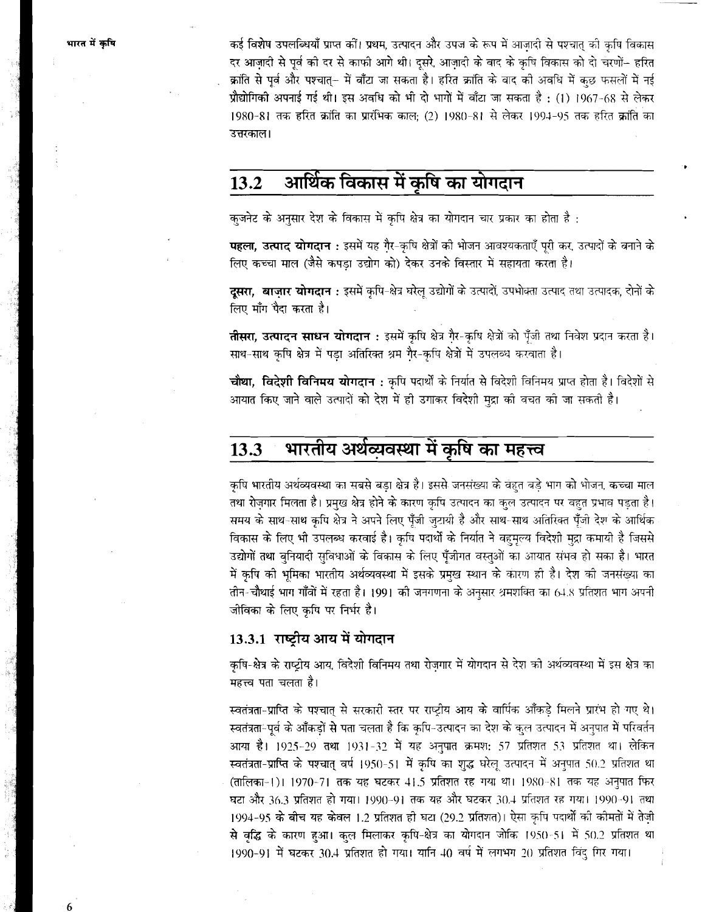कई विशेष उपलब्धियाँ प्राप्त कीं। प्रथम, उत्पादन और उपज के रूप में आज़ादी से पश्चात् की कृषि विकास दर आज़ादी से पूर्व की दर से काफ़ी आगे थी। दूसरे, आज़ादी के बाद के कृषि विकास को दो चरणों– हरित क्रांति से पूर्व और पश्चात्– में बाँटा जा सकता है। हरित क्रांति के बाद की अवधि में कुछ फसलों में नई प्रौद्योगिकी अपनाई गई थी। इस अवधि को भी दो भागों में बाँटा जा सकता है : (1) 1967-68 से लेकर 1980-81 तक हरित क्रांति का प्रारंभिक काल; (2) 1980-81 से लेकर 1994-95 तक हरित क्रांति का उत्तरकाल।

## 13.2 आर्थिक विकास में कृषि का योगदान

कुजनेट के अनुसार देश के विकास में कृषि क्षेत्र का योगदान चार प्रकार का होता है :

**पहला, उत्पाद योगदान :** इसमें यह ग़ैर-कृषि क्षेत्रों की भोजन आवश्यकताएँ पूरी कर, उत्पादों के बनाने के लिए कच्चा माल (जैसे कपड़ा उद्योग को) देकर उनके विस्तार में सहायता करता है।

**दूसरा, बाज़ार योगदान :** इसमें कृषि-क्षेत्र घरेलू उद्योगों के उत्पादों, उपभोक्ता उत्पाद तथा उत्पादक, दोनों के लिए माँग पैदा करता है।

**तीसरा, उत्पादन साधन योगदान :** इसमें कृषि क्षेत्र ग़ैर-कृषि क्षेत्रों को पूँजी तथा निवेश प्रदान करता है। साथ-साथ कृषि क्षेत्र में पड़ा अतिरिक्त श्रम ग़ैर-कृषि क्षेत्रों में उपलब्ध करवाता है।

**चौथा, विदेशी विनिमय योगदान :** कृषि पदार्थों के निर्यात से विदेशी विनिमय प्राप्त होता है। विदेशों से आयात किए जाने वाले उत्पादों को देश में ही उगाकर विदेशी मुद्रा की बचत की जा सकती है।

## 13.3 भारतीय अर्थव्यवस्था में कृषि का महत्त्व

कृषि भारतीय अर्थव्यवस्था का सबसे बड़ा क्षेत्र है। इससे जनसंख्या के बहुत बड़े भाग को भोजन, कच्चा माल तथा रोज़गार मिलता है। प्रमुख क्षेत्र होने के कारण कृषि उत्पादन का कुल उत्पादन पर बहुत प्रभाव पड़ता है। समय के साथ-साथ कृषि क्षेत्र ने अपने लिए पूँजी जुटायी है और साथ-साथ अतिरिक्त पूँजी देश के आर्थिक विकास के लिए भी उपलब्ध करवाई है। कृषि पदार्थों के निर्यात ने बहुमूल्य विदेशी मुद्रा कमायी है जिससे उद्योगों तथा बुनियादी सुविधाओं के विकास के लिए पूँजीगत वस्तुओं का आयात संभव हो सका है। भारत में कृषि की भूमिका भारतीय अर्थव्यवस्था में इसके प्रमुख स्थान के कारण ही है। देश की जनसंख्या का तीन-चौथाई भाग गाँवों में रहता है। 1991 की जनगणना के अनुसार श्रमशक्ति का 64.8 प्रतिशत भाग अपनी जीविका के लिए कृषि पर निर्भर है।

### 13.3.1 राष्ट्रीय आय में योगदान

कृषि-क्षेत्र के राष्ट्रीय आय, विदेशी विनिमय तथा रोज़गार में योगदान से देश की अर्थव्यवस्था में इस क्षेत्र का महत्त्व पता चलता है।

स्वतंत्रता-प्राप्ति के पश्चात् से सरकारी स्तर पर राष्ट्रीय आय के वार्षिक आँकड़े मिलने प्रारंभ हो गए थे। स्वतंत्रता-पूर्व के आँकड़ों से पता चलता है कि कृषि-उत्पादन का देश के कुल उत्पादन में अनुपात में परिवर्तन आया है। 1925-29 तथा 1931-32 में यह अनुपात क्रमशः 57 प्रतिशत 53 प्रतिशत था। लेकिन स्वतंत्रता-प्राप्ति के पश्चात् वर्ष 1950-51 में कृषि का शुद्ध घरेलू उत्पादन में अनुपात 50.2 प्रतिशत था (तालिका-1)। 1970-71 तक यह घटकर 41.5 प्रतिशत रह गया था। 1980-81 तक यह अनुपात फिर घटा और 36.3 प्रतिशत हो गया। 1990-91 तक यह और घटकर 30.4 प्रतिशत रह गया। 1990-91 तथा 1994-95 के बीच यह केवल 1.2 प्रतिशत ही घटा (29.2 प्रतिशत)। ऐसा कृषि पदार्थों की कीमतों में तेज़ी से वृद्धि के कारण हुआ। कुल मिलाकर कृषि-क्षेत्र का योगदान जोकि 1950-51 में 50.2 प्रतिशत था 1990-91 में घटकर 30.4 प्रतिशत हो गया। यानि 40 वर्ष में लगभग 20 प्रतिशत बिंदु गिर गया।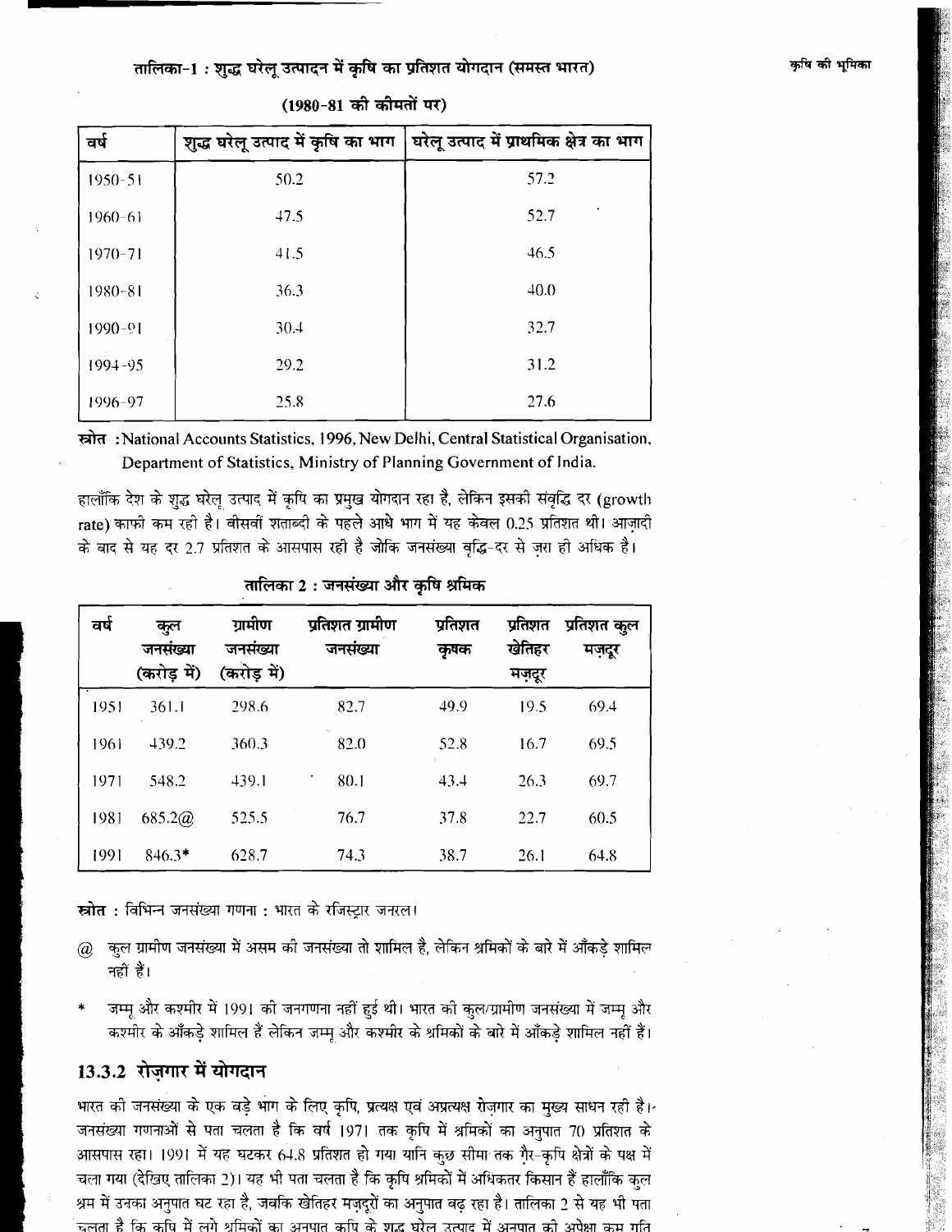### तालिका-1 : शुद्ध घरेलू उत्पादन में कृषि का प्रतिशत योगदान (समस्त भारत)

**(1980-81 की कीमतों पर)**

| वर्ष | शुद्ध घरेलू उत्पाद में कृषि का भाग | घरेलू उत्पाद में प्राथमिक क्षेत्र का भाग |
|---|---|---|
| 1950-51 | 50.2 | 57.2 |
| 1960-61 | 47.5 | 52.7 |
| 1970-71 | 41.5 | 46.5 |
| 1980-81 | 36.3 | 40.0 |
| 1990-91 | 30.4 | 32.7 |
| 1994-95 | 29.2 | 31.2 |
| 1996-97 | 25.8 | 27.6 |

**स्रोत** : National Accounts Statistics, 1996, New Delhi, Central Statistical Organisation, Department of Statistics, Ministry of Planning Government of India.

हालाँकि देश के शुद्ध घरेलू उत्पाद में कृषि का प्रमुख योगदान रहा है, लेकिन इसकी संवृद्धि दर (growth rate) काफी कम रही है। बीसवीं शताब्दी के पहले आधे भाग में यह केवल 0.25 प्रतिशत थी। आज़ादी के बाद से यह दर 2.7 प्रतिशत के आसपास रही है जोकि जनसंख्या वृद्धि-दर से ज़रा ही अधिक है।

### तालिका 2 : जनसंख्या और कृषि श्रमिक

| वर्ष | कुल जनसंख्या (करोड़ में) | ग्रामीण जनसंख्या (करोड़ में) | प्रतिशत ग्रामीण जनसंख्या | प्रतिशत कृषक | प्रतिशत खेतिहर मज़दूर | प्रतिशत कुल मज़दूर |
|---|---|---|---|---|---|---|
| 1951 | 361.1 | 298.6 | 82.7 | 49.9 | 19.5 | 69.4 |
| 1961 | 439.2 | 360.3 | 82.0 | 52.8 | 16.7 | 69.5 |
| 1971 | 548.2 | 439.1 | 80.1 | 43.4 | 26.3 | 69.7 |
| 1981 | 685.2@ | 525.5 | 76.7 | 37.8 | 22.7 | 60.5 |
| 1991 | 846.3* | 628.7 | 74.3 | 38.7 | 26.1 | 64.8 |

**स्रोत** : विभिन्न जनसंख्या गणना : भारत के रजिस्ट्रार जनरल।

@ कुल ग्रामीण जनसंख्या में असम की जनसंख्या तो शामिल है, लेकिन श्रमिकों के बारे में आँकड़े शामिल नहीं हैं।

* जम्मू और कश्मीर में 1991 की जनगणना नहीं हुई थी। भारत की कुल/ग्रामीण जनसंख्या में जम्मू और कश्मीर के आँकड़े शामिल हैं लेकिन जम्मू और कश्मीर के श्रमिकों के बारे में आँकड़े शामिल नहीं हैं।

### 13.3.2 रोज़गार में योगदान

भारत की जनसंख्या के एक बड़े भाग के लिए कृषि, प्रत्यक्ष एवं अप्रत्यक्ष रोज़गार का मुख्य साधन रही है। जनसंख्या गणनाओं से पता चलता है कि वर्ष 1971 तक कृषि में श्रमिकों का अनुपात 70 प्रतिशत के आसपास रहा। 1991 में यह घटकर 64.8 प्रतिशत हो गया यानि कुछ सीमा तक ग़ैर-कृषि क्षेत्रों के पक्ष में चला गया (देखिए तालिका 2)। यह भी पता चलता है कि कृषि श्रमिकों में अधिकतर किसान हैं हालाँकि कुल श्रम में उनका अनुपात घट रहा है, जबकि खेतिहर मज़दूरों का अनुपात बढ़ रहा है। तालिका 2 से यह भी पता चलता है कि कृषि में लगे श्रमिकों का अनुपात कृषि के शुद्ध घरेलू उत्पाद में अनुपात की अपेक्षा कम गति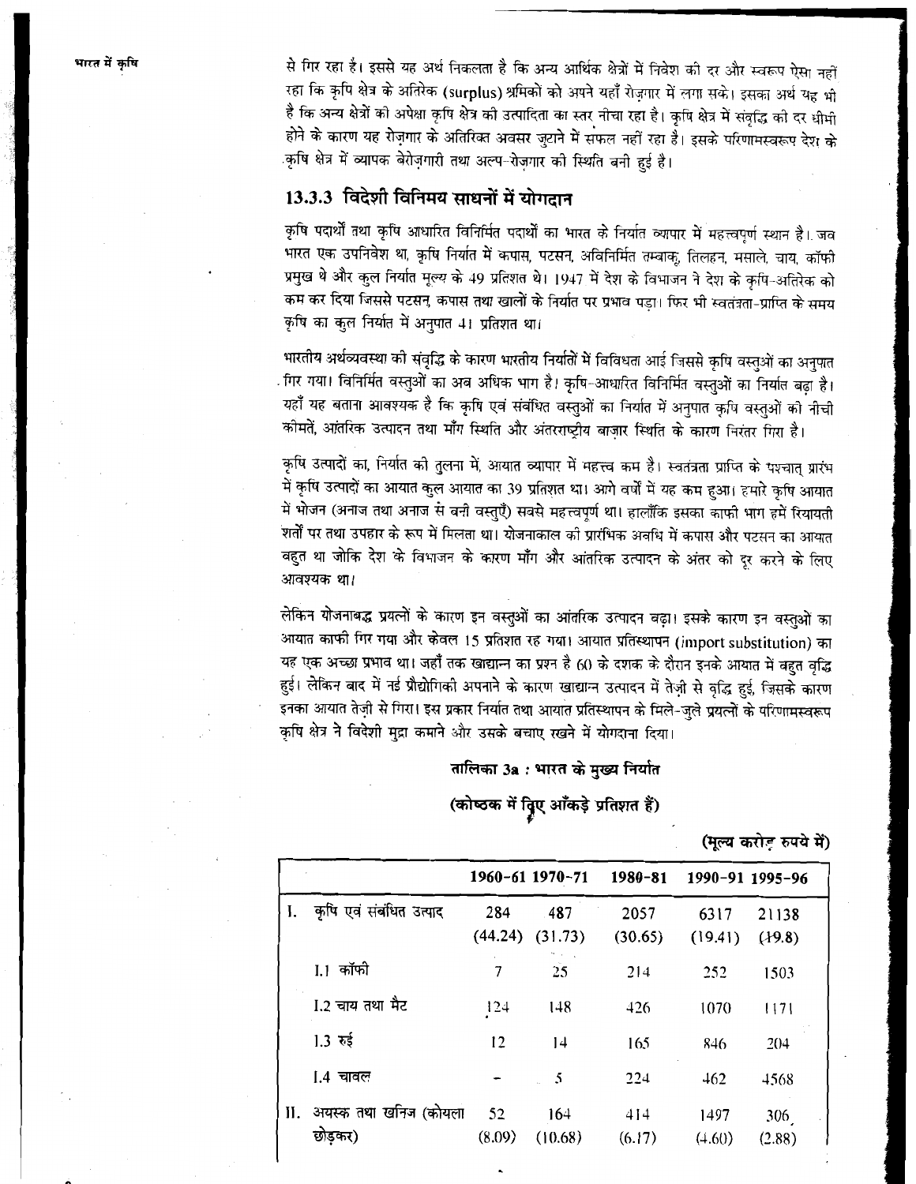से गिर रहा है। इससे यह अर्थ निकलता है कि अन्य आर्थिक क्षेत्रों में निवेश की दर और स्वरूप ऐसा नहीं रहा कि कृषि क्षेत्र के अतिरेक (surplus) श्रमिकों को अपने यहाँ रोज़गार में लगा सके। इसका अर्थ यह भी है कि अन्य क्षेत्रों की अपेक्षा कृषि क्षेत्र की उत्पादिता का स्तर नीचा रहा है। कृषि क्षेत्र में संवृद्धि की दर धीमी होने के कारण यह रोज़गार के अतिरिक्त अवसर जुटाने में सफल नहीं रहा है। इसके परिणामस्वरूप देश के कृषि क्षेत्र में व्यापक बेरोज़गारी तथा अल्प-रोज़गार की स्थिति बनी हुई है।

### 13.3.3 विदेशी विनिमय साधनों में योगदान

कृषि पदार्थों तथा कृषि आधारित विनिर्मित पदार्थों का भारत के निर्यात व्यापार में महत्त्वपूर्ण स्थान है। जब भारत एक उपनिवेश था, कृषि निर्यात में कपास, पटसन, अविनिर्मित तम्बाकू, तिलहन, मसाले, चाय, कॉफी प्रमुख थे और कुल निर्यात मूल्य के 49 प्रतिशत थे। 1947 में देश के विभाजन ने देश के कृषि-अतिरेक को कम कर दिया जिससे पटसन, कपास तथा खालों के निर्यात पर प्रभाव पड़ा। फिर भी स्वतंत्रता-प्राप्ति के समय कृषि का कुल निर्यात में अनुपात 41 प्रतिशत था।

भारतीय अर्थव्यवस्था की संवृद्धि के कारण भारतीय निर्यातों में विविधता आई जिससे कृषि वस्तुओं का अनुपात गिर गया। विनिर्मित वस्तुओं का अब अधिक भाग है। कृषि-आधारित विनिर्मित वस्तुओं का निर्यात बढ़ा है। यहाँ यह बताना आवश्यक है कि कृषि एवं संबंधित वस्तुओं का निर्यात में अनुपात कृषि वस्तुओं की नीची कीमतें, आंतरिक उत्पादन तथा माँग स्थिति और अंतरराष्ट्रीय बाज़ार स्थिति के कारण निरंतर गिरा है।

कृषि उत्पादों का, निर्यात की तुलना में, आयात व्यापार में महत्त्व कम है। स्वतंत्रता प्राप्ति के पश्चात् प्रारंभ में कृषि उत्पादों का आयात कुल आयात का 39 प्रतिशत था। आगे वर्षों में यह कम हुआ। हमारे कृषि आयात में भोजन (अनाज तथा अनाज से बनी वस्तुएँ) सबसे महत्त्वपूर्ण था। हालाँकि इसका काफी भाग हमें रियायती शर्तों पर तथा उपहार के रूप में मिलता था। योजनाकाल की प्रारंभिक अवधि में कपास और पटसन का आयात बहुत था जोकि देश के विभाजन के कारण माँग और आंतरिक उत्पादन के अंतर को दूर करने के लिए आवश्यक था।

लेकिन योजनाबद्ध प्रयत्नों के कारण इन वस्तुओं का आंतरिक उत्पादन बढ़ा। इसके कारण इन वस्तुओं का आयात काफी गिर गया और केवल 15 प्रतिशत रह गया। आयात प्रतिस्थापन (import substitution) का यह एक अच्छा प्रभाव था। जहाँ तक खाद्यान्न का प्रश्न है 60 के दशक के दौरान इनके आयात में बहुत वृद्धि हुई। लेकिन बाद में नई प्रौद्योगिकी अपनाने के कारण खाद्यान्न उत्पादन में तेज़ी से वृद्धि हुई, जिसके कारण इनका आयात तेज़ी से गिरा। इस प्रकार निर्यात तथा आयात प्रतिस्थापन के मिले-जुले प्रयत्नों के परिणामस्वरूप कृषि क्षेत्र ने विदेशी मुद्रा कमाने और उसके बचाए रखने में योगदान दिया।

**तालिका 3a : भारत के मुख्य निर्यात**

**(कोष्ठक में दिए आँकड़े प्रतिशत हैं)**

**(मूल्य करोड़ रुपये में)**

| | 1960-61 | 1970-71 | 1980-81 | 1990-91 | 1995-96 |
|---|---|---|---|---|---|
| I. कृषि एवं संबंधित उत्पाद | 284 (44.24) | 487 (31.73) | 2057 (30.65) | 6317 (19.41) | 21138 (19.8) |
| I.1 कॉफी | 7 | 25 | 214 | 252 | 1503 |
| I.2 चाय तथा मैट | 124 | 148 | 426 | 1070 | 1171 |
| I.3 रुई | 12 | 14 | 165 | 846 | 204 |
| I.4 चावल | – | 5 | 224 | 462 | 4568 |
| II. अयस्क तथा खनिज (कोयला छोड़कर) | 52 (8.09) | 164 (10.68) | 414 (6.17) | 1497 (4.60) | 306 (2.88) |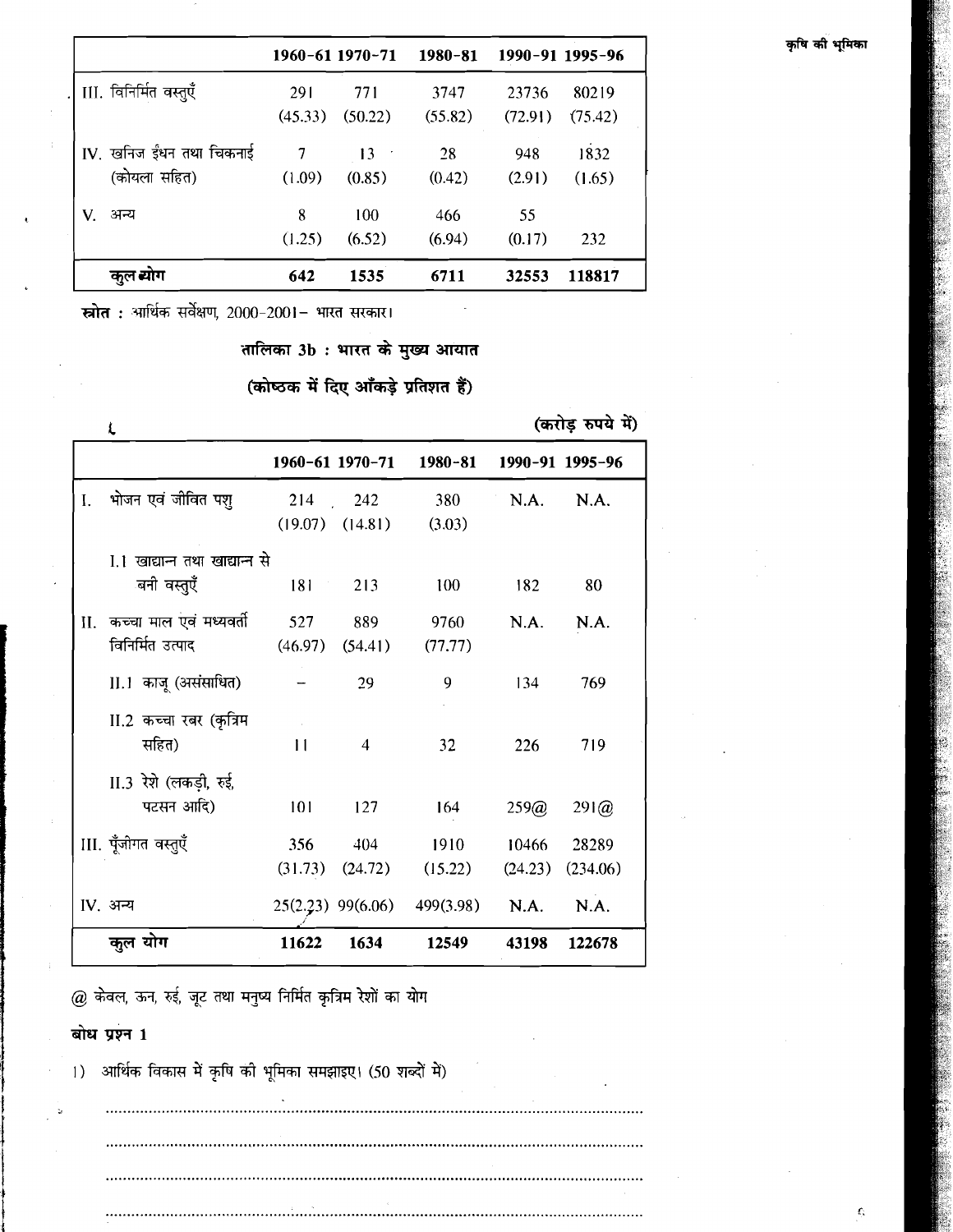| | 1960-61 | 1970-71 | 1980-81 | 1990-91 | 1995-96 |
|---|---|---|---|---|---|
| III. विनिर्मित वस्तुएँ | 291 (45.33) | 771 (50.22) | 3747 (55.82) | 23736 (72.91) | 80219 (75.42) |
| IV. खनिज ईंधन तथा चिकनाई (कोयला सहित) | 7 (1.09) | 13 (0.85) | 28 (0.42) | 948 (2.91) | 1832 (1.65) |
| V. अन्य | 8 (1.25) | 100 (6.52) | 466 (6.94) | 55 (0.17) | 232 |
| **कुल योग** | **642** | **1535** | **6711** | **32553** | **118817** |

**स्रोत :** आर्थिक सर्वेक्षण, 2000-2001– भारत सरकार।

## तालिका 3b : भारत के मुख्य आयात

### (कोष्ठक में दिए आँकड़े प्रतिशत हैं)

**(करोड़ रुपये में)**

| | 1960-61 | 1970-71 | 1980-81 | 1990-91 | 1995-96 |
|---|---|---|---|---|---|
| I. भोजन एवं जीवित पशु | 214 (19.07) | 242 (14.81) | 380 (3.03) | N.A. | N.A. |
| I.1 खाद्यान्न तथा खाद्यान्न से बनी वस्तुएँ | 181 | 213 | 100 | 182 | 80 |
| II. कच्चा माल एवं मध्यवर्ती विनिर्मित उत्पाद | 527 (46.97) | 889 (54.41) | 9760 (77.77) | N.A. | N.A. |
| II.1 काजू (असंसाधित) | – | 29 | 9 | 134 | 769 |
| II.2 कच्चा रबर (कृत्रिम सहित) | 11 | 4 | 32 | 226 | 719 |
| II.3 रेशे (लकड़ी, रुई, पटसन आदि) | 101 | 127 | 164 | 259@ | 291@ |
| III. पूँजीगत वस्तुएँ | 356 (31.73) | 404 (24.72) | 1910 (15.22) | 10466 (24.23) | 28289 (234.06) |
| IV. अन्य | 25(2.23) | 99(6.06) | 499(3.98) | N.A. | N.A. |
| **कुल योग** | **11622** | **1634** | **12549** | **43198** | **122678** |

@ केवल, ऊन, रुई, जूट तथा मनुष्य निर्मित कृत्रिम रेशों का योग

**बोध प्रश्न 1**

1) आर्थिक विकास में कृषि की भूमिका समझाइए। (50 शब्दों में)

.......................................................................................................................

.......................................................................................................................

.......................................................................................................................

.......................................................................................................................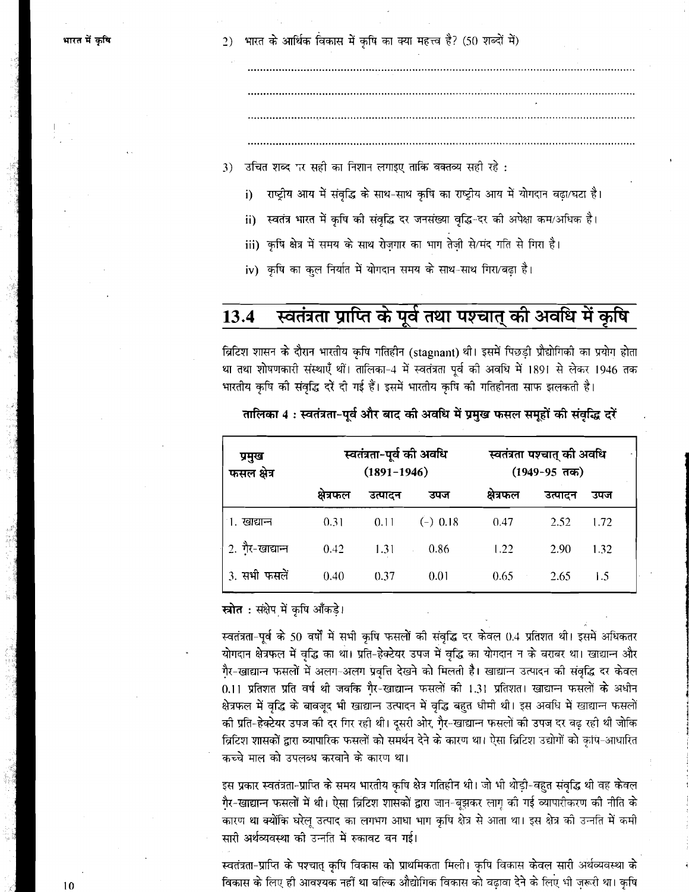2) भारत के आर्थिक विकास में कृषि का क्या महत्त्व है? (50 शब्दों में)

......................................................................................................................

......................................................................................................................

......................................................................................................................

......................................................................................................................

3) उचित शब्द पर सही का निशान लगाइए ताकि वक्तव्य सही रहे :

   i) राष्ट्रीय आय में संवृद्धि के साथ-साथ कृषि का राष्ट्रीय आय में योगदान बढ़ा/घटा है।

   ii) स्वतंत्र भारत में कृषि की संवृद्धि दर जनसंख्या वृद्धि-दर की अपेक्षा कम/अधिक है।

   iii) कृषि क्षेत्र में समय के साथ रोज़गार का भाग तेज़ी से/मंद गति से गिरा है।

   iv) कृषि का कुल निर्यात में योगदान समय के साथ-साथ गिरा/बढ़ा है।

## 13.4 स्वतंत्रता प्राप्ति के पूर्व तथा पश्चात् की अवधि में कृषि

ब्रिटिश शासन के दौरान भारतीय कृषि गतिहीन (stagnant) थी। इसमें पिछड़ी प्रौद्योगिकी का प्रयोग होता था तथा शोषणकारी संस्थाएँ थीं। तालिका-4 में स्वतंत्रता पूर्व की अवधि में 1891 से लेकर 1946 तक भारतीय कृषि की संवृद्धि दरें दी गई हैं। इसमें भारतीय कृषि की गतिहीनता साफ झलकती है।

**तालिका 4 : स्वतंत्रता-पूर्व और बाद की अवधि में प्रमुख फसल समूहों की संवृद्धि दरें**

| प्रमुख फसल क्षेत्र | स्वतंत्रता-पूर्व की अवधि (1891–1946) | | | स्वतंत्रता पश्चात् की अवधि (1949-95 तक) | | |
|---|---|---|---|---|---|---|
| | क्षेत्रफल | उत्पादन | उपज | क्षेत्रफल | उत्पादन | उपज |
| 1. खाद्यान्न | 0.31 | 0.11 | (-) 0.18 | 0.47 | 2.52 | 1.72 |
| 2. ग़ैर-खाद्यान्न | 0.42 | 1.31 | 0.86 | 1.22 | 2.90 | 1.32 |
| 3. सभी फसलें | 0.40 | 0.37 | 0.01 | 0.65 | 2.65 | 1.5 |

**स्रोत** : संक्षेप में कृषि आँकड़े।

स्वतंत्रता-पूर्व के 50 वर्षों में सभी कृषि फसलों की संवृद्धि दर केवल 0.4 प्रतिशत थी। इसमें अधिकतर योगदान क्षेत्रफल में वृद्धि का था। प्रति-हेक्टेयर उपज में वृद्धि का योगदान न के बराबर था। खाद्यान्न और ग़ैर-खाद्यान्न फसलों में अलग-अलग प्रवृत्ति देखने को मिलती है। खाद्यान्न उत्पादन की संवृद्धि दर केवल 0.11 प्रतिशत प्रति वर्ष थी जबकि ग़ैर-खाद्यान्न फसलों की 1.31 प्रतिशत। खाद्यान्न फसलों के अधीन क्षेत्रफल में वृद्धि के बावजूद भी खाद्यान्न उत्पादन में वृद्धि बहुत धीमी थी। इस अवधि में खाद्यान्न फसलों की प्रति-हेक्टेयर उपज की दर गिर रही थी। दूसरी ओर, ग़ैर-खाद्यान्न फसलों की उपज दर बढ़ रही थी जोकि ब्रिटिश शासकों द्वारा व्यापारिक फसलों को समर्थन देने के कारण था। ऐसा ब्रिटिश उद्योगों को कृषि-आधारित कच्चे माल को उपलब्ध करवाने के कारण था।

इस प्रकार स्वतंत्रता-प्राप्ति के समय भारतीय कृषि क्षेत्र गतिहीन थी। जो भी थोड़ी-बहुत संवृद्धि थी वह केवल ग़ैर-खाद्यान्न फसलों में थी। ऐसा ब्रिटिश शासकों द्वारा जान-बूझकर लागू की गई व्यापारीकरण की नीति के कारण था क्योंकि घरेलू उत्पाद का लगभग आधा भाग कृषि क्षेत्र से आता था। इस क्षेत्र की उन्नति में कमी सारी अर्थव्यवस्था की उन्नति में रुकावट बन गई।

स्वतंत्रता-प्राप्ति के पश्चात् कृषि विकास को प्राथमिकता मिली। कृषि विकास केवल सारी अर्थव्यवस्था के विकास के लिए ही आवश्यक नहीं था बल्कि औद्योगिक विकास को बढ़ावा देने के लिए भी ज़रूरी था। कृषि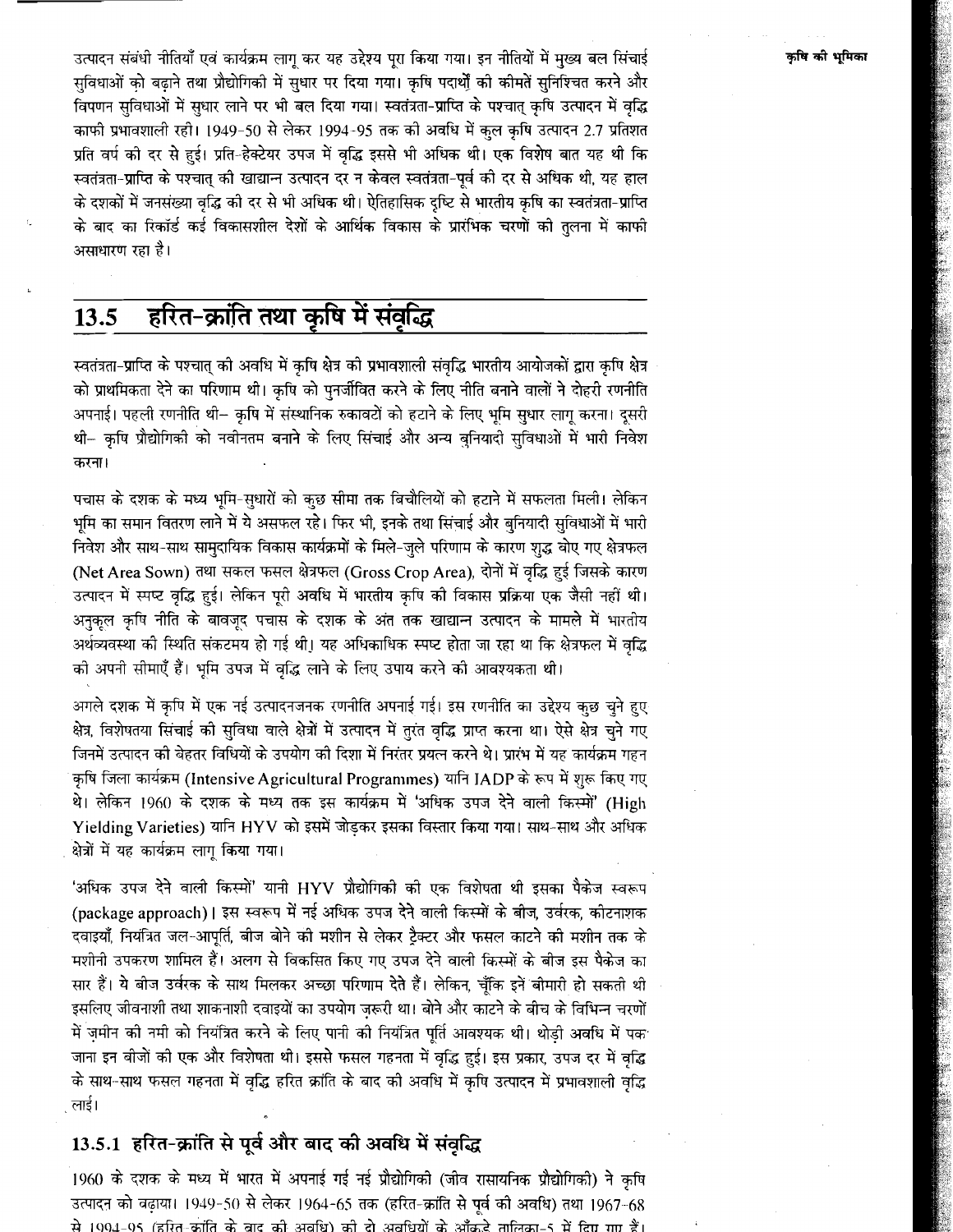उत्पादन संबंधी नीतियाँ एवं कार्यक्रम लागू कर यह उद्देश्य पूरा किया गया। इन नीतियों में मुख्य बल सिंचाई सुविधाओं को बढ़ाने तथा प्रौद्योगिकी में सुधार पर दिया गया। कृषि पदार्थों की कीमतें सुनिश्चित करने और विपणन सुविधाओं में सुधार लाने पर भी बल दिया गया। स्वतंत्रता-प्राप्ति के पश्चात् कृषि उत्पादन में वृद्धि काफी प्रभावशाली रही। 1949-50 से लेकर 1994-95 तक की अवधि में कुल कृषि उत्पादन 2.7 प्रतिशत प्रति वर्ष की दर से हुई। प्रति-हेक्टेयर उपज में वृद्धि इससे भी अधिक थी। एक विशेष बात यह थी कि स्वतंत्रता-प्राप्ति के पश्चात् की खाद्यान्न उत्पादन दर न केवल स्वतंत्रता-पूर्व की दर से अधिक थी, यह हाल के दशकों में जनसंख्या वृद्धि की दर से भी अधिक थी। ऐतिहासिक दृष्टि से भारतीय कृषि का स्वतंत्रता-प्राप्ति के बाद का रिकॉर्ड कई विकासशील देशों के आर्थिक विकास के प्रारंभिक चरणों की तुलना में काफी असाधारण रहा है।

## 13.5 हरित-क्रांति तथा कृषि में संवृद्धि

स्वतंत्रता-प्राप्ति के पश्चात् की अवधि में कृषि क्षेत्र की प्रभावशाली संवृद्धि भारतीय आयोजकों द्वारा कृषि क्षेत्र को प्राथमिकता देने का परिणाम थी। कृषि को पुनर्जीवित करने के लिए नीति बनाने वालों ने दोहरी रणनीति अपनाई। पहली रणनीति थी– कृषि में संस्थानिक रुकावटों को हटाने के लिए भूमि सुधार लागू करना। दूसरी थी– कृषि प्रौद्योगिकी को नवीनतम बनाने के लिए सिंचाई और अन्य बुनियादी सुविधाओं में भारी निवेश करना।

पचास के दशक के मध्य भूमि-सुधारों को कुछ सीमा तक बिचौलियों को हटाने में सफलता मिली। लेकिन भूमि का समान वितरण लाने में ये असफल रहे। फिर भी, इनके तथा सिंचाई और बुनियादी सुविधाओं में भारी निवेश और साथ-साथ सामुदायिक विकास कार्यक्रमों के मिले-जुले परिणाम के कारण शुद्ध बोए गए क्षेत्रफल (Net Area Sown) तथा सकल फसल क्षेत्रफल (Gross Crop Area), दोनों में वृद्धि हुई जिसके कारण उत्पादन में स्पष्ट वृद्धि हुई। लेकिन पूरी अवधि में भारतीय कृषि की विकास प्रक्रिया एक जैसी नहीं थी। अनुकूल कृषि नीति के बावजूद पचास के दशक के अंत तक खाद्यान्न उत्पादन के मामले में भारतीय अर्थव्यवस्था की स्थिति संकटमय हो गई थी। यह अधिकाधिक स्पष्ट होता जा रहा था कि क्षेत्रफल में वृद्धि की अपनी सीमाएँ हैं। भूमि उपज में वृद्धि लाने के लिए उपाय करने की आवश्यकता थी।

अगले दशक में कृषि में एक नई उत्पादनजनक रणनीति अपनाई गई। इस रणनीति का उद्देश्य कुछ चुने हुए क्षेत्र, विशेषतया सिंचाई की सुविधा वाले क्षेत्रों में उत्पादन में तुरंत वृद्धि प्राप्त करना था। ऐसे क्षेत्र चुने गए जिनमें उत्पादन की बेहतर विधियों के उपयोग की दिशा में निरंतर प्रयत्न करने थे। प्रारंभ में यह कार्यक्रम गहन कृषि जिला कार्यक्रम (Intensive Agricultural Programmes) यानि IADP के रूप में शुरू किए गए थे। लेकिन 1960 के दशक के मध्य तक इस कार्यक्रम में 'अधिक उपज देने वाली किस्मों' (High Yielding Varieties) यानि HYV को इसमें जोड़कर इसका विस्तार किया गया। साथ-साथ और अधिक क्षेत्रों में यह कार्यक्रम लागू किया गया।

'अधिक उपज देने वाली किस्मों' यानी HYV प्रौद्योगिकी की एक विशेषता थी इसका पैकेज स्वरूप (package approach)। इस स्वरूप में नई अधिक उपज देने वाली किस्मों के बीज, उर्वरक, कीटनाशक दवाइयाँ, नियंत्रित जल-आपूर्ति, बीज बोने की मशीन से लेकर ट्रैक्टर और फसल काटने की मशीन तक के मशीनी उपकरण शामिल हैं। अलग से विकसित किए गए उपज देने वाली किस्मों के बीज इस पैकेज का सार हैं। ये बीज उर्वरक के साथ मिलकर अच्छा परिणाम देते हैं। लेकिन, चूँकि इन्हें बीमारी हो सकती थी इसलिए जीवनाशी तथा शाकनाशी दवाइयों का उपयोग ज़रूरी था। बोने और काटने के बीच के विभिन्न चरणों में ज़मीन की नमी को नियंत्रित करने के लिए पानी की नियंत्रित पूर्ति आवश्यक थी। थोड़ी अवधि में पक जाना इन बीजों की एक और विशेषता थी। इससे फसल गहनता में वृद्धि हुई। इस प्रकार, उपज दर में वृद्धि के साथ-साथ फसल गहनता में वृद्धि हरित क्रांति के बाद की अवधि में कृषि उत्पादन में प्रभावशाली वृद्धि लाई।

### 13.5.1 हरित-क्रांति से पूर्व और बाद की अवधि में संवृद्धि

1960 के दशक के मध्य में भारत में अपनाई गई नई प्रौद्योगिकी (जीव रासायनिक प्रौद्योगिकी) ने कृषि उत्पादन को बढ़ाया। 1949-50 से लेकर 1964-65 तक (हरित-क्रांति से पूर्व की अवधि) तथा 1967-68 से 1994-95 (हरित-क्रांति के बाद की अवधि) की दो अवधियों के आँकड़े तालिका-5 में दिए गए हैं।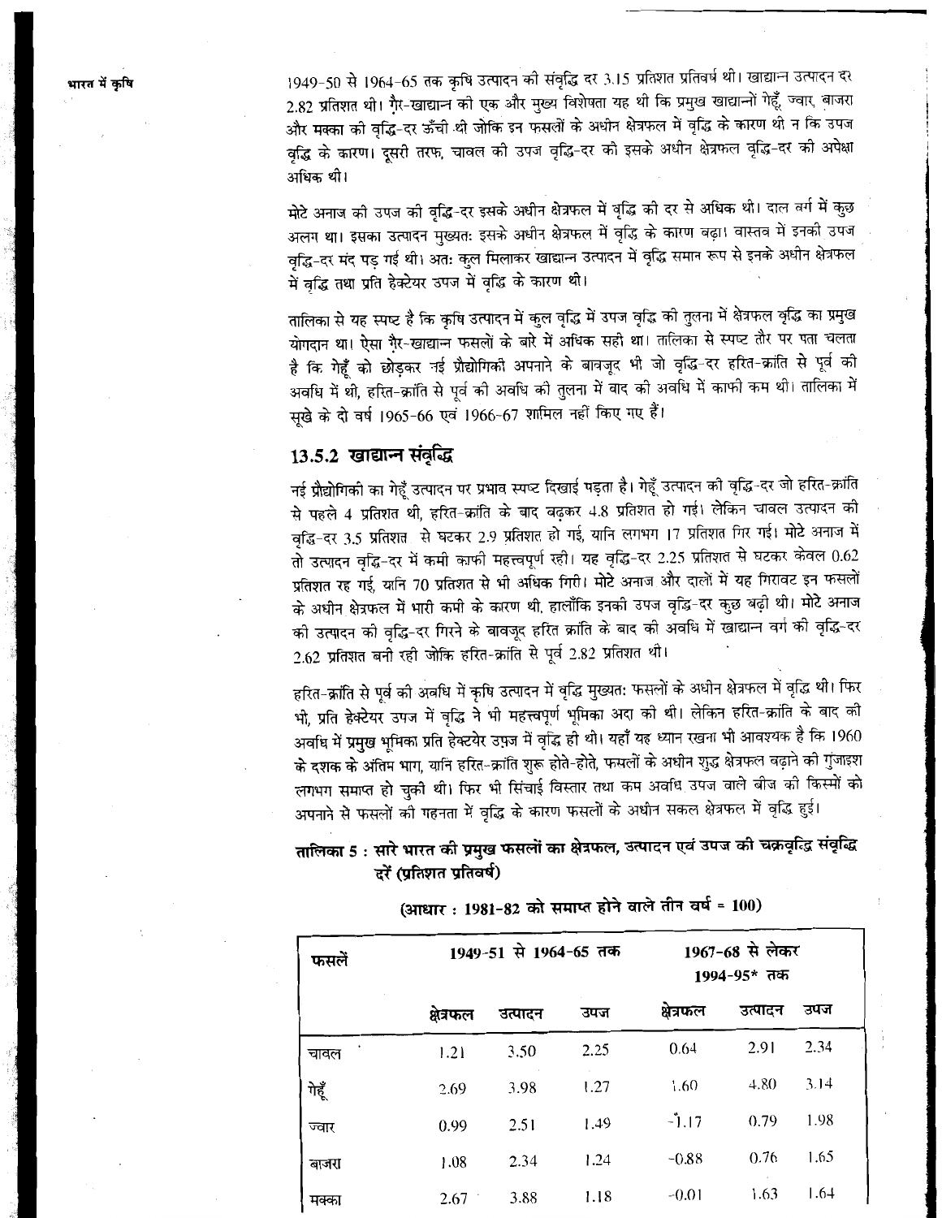1949-50 से 1964-65 तक कृषि उत्पादन की संवृद्धि दर 3.15 प्रतिशत प्रतिवर्ष थी। खाद्यान्न उत्पादन दर 2.82 प्रतिशत थी। गैर-खाद्यान्न की एक और मुख्य विशेषता यह थी कि प्रमुख खाद्यान्नों गेहूँ, ज्वार, बाजरा और मक्का की वृद्धि-दर ऊँची थी जोकि इन फसलों के अधीन क्षेत्रफल में वृद्धि के कारण थी न कि उपज वृद्धि के कारण। दूसरी तरफ, चावल की उपज वृद्धि-दर को इसके अधीन क्षेत्रफल वृद्धि-दर की अपेक्षा अधिक थी।

मोटे अनाज की उपज की वृद्धि-दर इसके अधीन क्षेत्रफल में वृद्धि की दर से अधिक थी। दाल वर्ग में कुछ अलग था। इसका उत्पादन मुख्यतः इसके अधीन क्षेत्रफल में वृद्धि के कारण बढ़ा। वास्तव में इनकी उपज वृद्धि-दर मंद पड़ गई थी। अतः कुल मिलाकर खाद्यान्न उत्पादन में वृद्धि समान रूप से इनके अधीन क्षेत्रफल में वृद्धि तथा प्रति हेक्टेयर उपज में वृद्धि के कारण थी।

तालिका से यह स्पष्ट है कि कृषि उत्पादन में कुल वृद्धि में उपज वृद्धि की तुलना में क्षेत्रफल वृद्धि का प्रमुख योगदान था। ऐसा गैर-खाद्यान्न फसलों के बारे में अधिक सही था। तालिका से स्पष्ट तौर पर पता चलता है कि गेहूँ को छोड़कर नई प्रौद्योगिकी अपनाने के बावजूद भी जो वृद्धि-दर हरित-क्रांति से पूर्व की अवधि में थी, हरित-क्रांति से पूर्व की अवधि की तुलना में बाद की अवधि में काफी कम थी। तालिका में सूखे के दो वर्ष 1965-66 एवं 1966-67 शामिल नहीं किए गए हैं।

### 13.5.2 खाद्यान्न संवृद्धि

नई प्रौद्योगिकी का गेहूँ उत्पादन पर प्रभाव स्पष्ट दिखाई पड़ता है। गेहूँ उत्पादन की वृद्धि-दर जो हरित-क्रांति से पहले 4 प्रतिशत थी, हरित-क्रांति के बाद बढ़कर 4.8 प्रतिशत हो गई। लेकिन चावल उत्पादन की वृद्धि-दर 3.5 प्रतिशत से घटकर 2.9 प्रतिशत हो गई, यानि लगभग 17 प्रतिशत गिर गई। मोटे अनाज में तो उत्पादन वृद्धि-दर में कमी काफी महत्त्वपूर्ण रही। यह वृद्धि-दर 2.25 प्रतिशत से घटकर केवल 0.62 प्रतिशत रह गई, यानि 70 प्रतिशत से भी अधिक गिरी। मोटे अनाज और दालों में यह गिरावट इन फसलों के अधीन क्षेत्रफल में भारी कमी के कारण थी, हालाँकि इनकी उपज वृद्धि-दर कुछ बढ़ी थी। मोटे अनाज की उत्पादन की वृद्धि-दर गिरने के बावजूद हरित क्रांति के बाद की अवधि में खाद्यान्न वर्ग की वृद्धि-दर 2.62 प्रतिशत बनी रही जोकि हरित-क्रांति से पूर्व 2.82 प्रतिशत थी।

हरित-क्रांति से पूर्व की अवधि में कृषि उत्पादन में वृद्धि मुख्यतः फसलों के अधीन क्षेत्रफल में वृद्धि थी। फिर भी, प्रति हेक्टेयर उपज में वृद्धि ने भी महत्त्वपूर्ण भूमिका अदा की थी। लेकिन हरित-क्रांति के बाद की अवधि में प्रमुख भूमिका प्रति हेक्टेयर उपज में वृद्धि ही थी। यहाँ यह ध्यान रखना भी आवश्यक है कि 1960 के दशक के अंतिम भाग, यानि हरित-क्रांति शुरू होते-होते, फसलों के अधीन शुद्ध क्षेत्रफल बढ़ाने की गुंजाइश लगभग समाप्त हो चुकी थी। फिर भी सिंचाई विस्तार तथा कम अवधि उपज वाले बीज की किस्मों को अपनाने से फसलों की गहनता में वृद्धि के कारण फसलों के अधीन सकल क्षेत्रफल में वृद्धि हुई।

**तालिका 5 : सारे भारत की प्रमुख फसलों का क्षेत्रफल, उत्पादन एवं उपज की चक्रवृद्धि संवृद्धि दरें (प्रतिशत प्रतिवर्ष)**

**(आधार : 1981-82 को समाप्त होने वाले तीन वर्ष = 100)**

| फसलें | 1949-51 से 1964-65 तक | | | 1967-68 से लेकर 1994-95* तक | | |
|---|---|---|---|---|---|---|
| | क्षेत्रफल | उत्पादन | उपज | क्षेत्रफल | उत्पादन | उपज |
| चावल | 1.21 | 3.50 | 2.25 | 0.64 | 2.91 | 2.34 |
| गेहूँ | 2.69 | 3.98 | 1.27 | 1.60 | 4.80 | 3.14 |
| ज्वार | 0.99 | 2.51 | 1.49 | -1.17 | 0.79 | 1.98 |
| बाजरा | 1.08 | 2.34 | 1.24 | -0.88 | 0.76 | 1.65 |
| मक्का | 2.67 | 3.88 | 1.18 | -0.01 | 1.63 | 1.64 |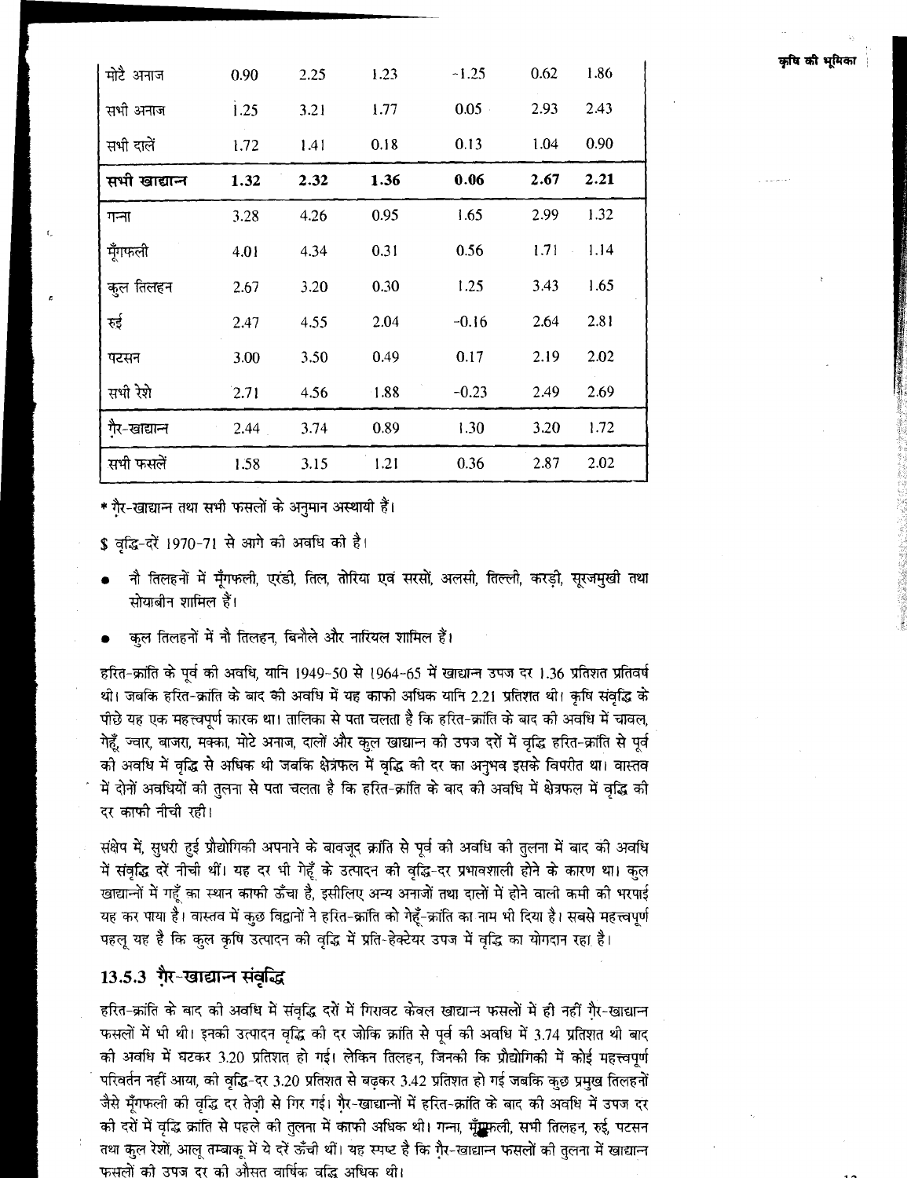| मोटे अनाज | 0.90 | 2.25 | 1.23 | -1.25 | 0.62 | 1.86 |
|---|---|---|---|---|---|---|
| सभी अनाज | 1.25 | 3.21 | 1.77 | 0.05 | 2.93 | 2.43 |
| सभी दालें | 1.72 | 1.41 | 0.18 | 0.13 | 1.04 | 0.90 |
| **सभी खाद्यान्न** | **1.32** | **2.32** | **1.36** | **0.06** | **2.67** | **2.21** |
| गन्ना | 3.28 | 4.26 | 0.95 | 1.65 | 2.99 | 1.32 |
| मूँगफली | 4.01 | 4.34 | 0.31 | 0.56 | 1.71 | 1.14 |
| कुल तिलहन | 2.67 | 3.20 | 0.30 | 1.25 | 3.43 | 1.65 |
| रुई | 2.47 | 4.55 | 2.04 | -0.16 | 2.64 | 2.81 |
| पटसन | 3.00 | 3.50 | 0.49 | 0.17 | 2.19 | 2.02 |
| सभी रेशे | 2.71 | 4.56 | 1.88 | -0.23 | 2.49 | 2.69 |
| ग़ैर-खाद्यान्न | 2.44 | 3.74 | 0.89 | 1.30 | 3.20 | 1.72 |
| सभी फसलें | 1.58 | 3.15 | 1.21 | 0.36 | 2.87 | 2.02 |

* ग़ैर-खाद्यान्न तथा सभी फसलों के अनुमान अस्थायी हैं।

$ वृद्धि-दरें 1970-71 से आगे की अवधि की है।

- नौ तिलहनों में मूँगफली, एरंडी, तिल, तोरिया एवं सरसों, अलसी, तिल्ली, करड़ी, सूरजमुखी तथा सोयाबीन शामिल हैं।
- कुल तिलहनों में नौ तिलहन, बिनौले और नारियल शामिल हैं।

हरित-क्रांति के पूर्व की अवधि, यानि 1949-50 से 1964-65 में खाद्यान्न उपज दर 1.36 प्रतिशत प्रतिवर्ष थी। जबकि हरित-क्रांति के बाद की अवधि में यह काफी अधिक यानि 2.21 प्रतिशत थी। कृषि संवृद्धि के पीछे यह एक महत्त्वपूर्ण कारक था। तालिका से पता चलता है कि हरित-क्रांति के बाद की अवधि में चावल, गेहूँ, ज्वार, बाजरा, मक्का, मोटे अनाज, दालों और कुल खाद्यान्न की उपज दरों में वृद्धि हरित-क्रांति से पूर्व की अवधि में वृद्धि से अधिक थी जबकि क्षेत्रफल में वृद्धि की दर का अनुभव इसके विपरीत था। वास्तव में दोनों अवधियों की तुलना से पता चलता है कि हरित-क्रांति के बाद की अवधि में क्षेत्रफल में वृद्धि की दर काफी नीची रही।

संक्षेप में, सुधरी हुई प्रौद्योगिकी अपनाने के बावजूद क्रांति से पूर्व की अवधि की तुलना में बाद की अवधि में संवृद्धि दरें नीची थीं। यह दर भी गेहूँ के उत्पादन की वृद्धि-दर प्रभावशाली होने के कारण था। कुल खाद्यान्नों में गेहूँ का स्थान काफी ऊँचा है, इसीलिए अन्य अनाजों तथा दालों में होने वाली कमी की भरपाई यह कर पाया है। वास्तव में कुछ विद्वानों ने हरित-क्रांति को गेहूँ-क्रांति का नाम भी दिया है। सबसे महत्त्वपूर्ण पहलू यह है कि कुल कृषि उत्पादन की वृद्धि में प्रति-हेक्टेयर उपज में वृद्धि का योगदान रहा है।

### 13.5.3 ग़ैर-खाद्यान्न संवृद्धि

हरित-क्रांति के बाद की अवधि में संवृद्धि दरों में गिरावट केवल खाद्यान्न फसलों में ही नहीं ग़ैर-खाद्यान्न फसलों में भी थी। इनकी उत्पादन वृद्धि की दर जोकि क्रांति से पूर्व की अवधि में 3.74 प्रतिशत थी बाद की अवधि में घटकर 3.20 प्रतिशत हो गई। लेकिन तिलहन, जिनकी कि प्रौद्योगिकी में कोई महत्त्वपूर्ण परिवर्तन नहीं आया, की वृद्धि-दर 3.20 प्रतिशत से बढ़कर 3.42 प्रतिशत हो गई जबकि कुछ प्रमुख तिलहनों जैसे मूँगफली की वृद्धि दर तेज़ी से गिर गई। ग़ैर-खाद्यान्नों में हरित-क्रांति के बाद की अवधि में उपज दर की दरों में वृद्धि क्रांति से पहले की तुलना में काफी अधिक थी। गन्ना, मूँगफली, सभी तिलहन, रुई, पटसन तथा कुल रेशों, आलू तम्बाकू में ये दरें ऊँची थीं। यह स्पष्ट है कि ग़ैर-खाद्यान्न फसलों की तुलना में खाद्यान्न फसलों की उपज दर की औसत वार्षिक वृद्धि अधिक थी।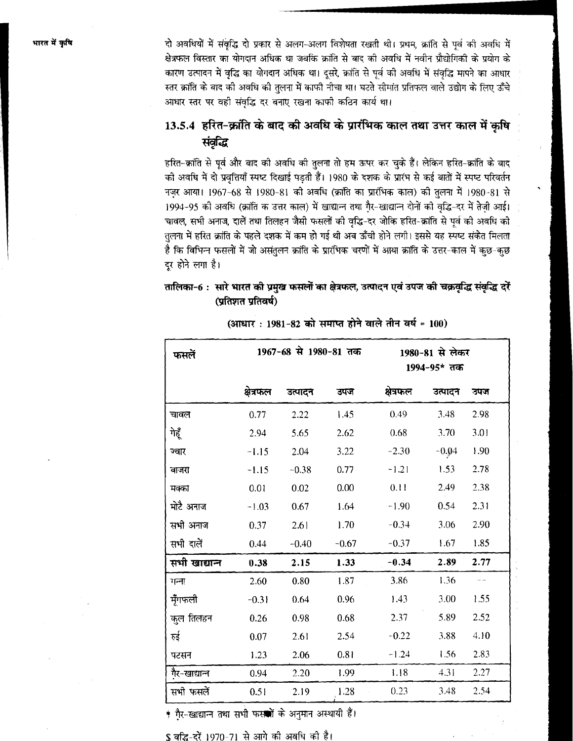दो अवधियों में संवृद्धि दो प्रकार से अलग-अलग विशेषता रखती थी। प्रथम, क्रांति से पूर्व की अवधि में क्षेत्रफल विस्तार का योगदान अधिक था जबकि क्रांति से बाद की अवधि में नवीन प्रौद्योगिकी के प्रयोग के कारण उत्पादन में वृद्धि का योगदान अधिक था। दूसरे, क्रांति से पूर्व की अवधि में संवृद्धि मापने का आधार स्तर क्रांति के बाद की अवधि की तुलना में काफी नीचा था। घटते सीमांत प्रतिफल वाले उद्योग के लिए ऊँचे आधार स्तर पर वही संवृद्धि दर बनाए रखना काफी कठिन कार्य था।

### 13.5.4 हरित-क्रांति के बाद की अवधि के प्रारंभिक काल तथा उत्तर काल में कृषि संवृद्धि

हरित-क्रांति से पूर्व और बाद की अवधि की तुलना तो हम ऊपर कर चुके हैं। लेकिन हरित-क्रांति के बाद की अवधि में दो प्रवृत्तियाँ स्पष्ट दिखाई पड़ती हैं। 1980 के दशक के प्रारंभ से कई बातों में स्पष्ट परिवर्तन नज़र आया। 1967-68 से 1980-81 की अवधि (क्रांति का प्रारंभिक काल) की तुलना में 1980-81 से 1994-95 की अवधि (क्रांति क उत्तर काल) में खाद्यान्न तथा ग़ैर-खाद्यान्न दोनों की वृद्धि-दर में तेज़ी आई। चावल, सभी अनाज, दालें तथा तिलहन जैसी फसलों की वृद्धि-दर जोकि हरित-क्रांति से पूर्व की अवधि की तुलना में हरित क्रांति के पहले दशक में कम हो गई थी अब ऊँची होने लगी। इससे यह स्पष्ट संकेत मिलता है कि विभिन्न फसलों में जो असंतुलन क्रांति के प्रारंभिक चरणों में आया क्रांति के उत्तर-काल में कुछ-कुछ दूर होने लगा है।

**तालिका-6 : सारे भारत की प्रमुख फसलों का क्षेत्रफल, उत्पादन एवं उपज की चक्रवृद्धि संवृद्धि दरें (प्रतिशत प्रतिवर्ष)**

**(आधार : 1981-82 को समाप्त होने वाले तीन वर्ष = 100)**

| फसलें | 1967-68 से 1980-81 तक | | | 1980-81 से लेकर 1994-95* तक | | |
|---|---|---|---|---|---|---|
| | क्षेत्रफल | उत्पादन | उपज | क्षेत्रफल | उत्पादन | उपज |
| चावल | 0.77 | 2.22 | 1.45 | 0.49 | 3.48 | 2.98 |
| गेहूँ | 2.94 | 5.65 | 2.62 | 0.68 | 3.70 | 3.01 |
| ज्वार | -1.15 | 2.04 | 3.22 | -2.30 | -0.04 | 1.90 |
| बाजरा | -1.15 | -0.38 | 0.77 | -1.21 | 1.53 | 2.78 |
| मक्का | 0.01 | 0.02 | 0.00 | 0.11 | 2.49 | 2.38 |
| मोटे अनाज | -1.03 | 0.67 | 1.64 | -1.90 | 0.54 | 2.31 |
| सभी अनाज | 0.37 | 2.61 | 1.70 | -0.34 | 3.06 | 2.90 |
| सभी दालें | 0.44 | -0.40 | -0.67 | -0.37 | 1.67 | 1.85 |
| **सभी खाद्यान्न** | **0.38** | **2.15** | **1.33** | **-0.34** | **2.89** | **2.77** |
| गन्ना | 2.60 | 0.80 | 1.87 | 3.86 | 1.36 | -- |
| मूँगफली | -0.31 | 0.64 | 0.96 | 1.43 | 3.00 | 1.55 |
| कुल तिलहन | 0.26 | 0.98 | 0.68 | 2.37 | 5.89 | 2.52 |
| रुई | 0.07 | 2.61 | 2.54 | -0.22 | 3.88 | 4.10 |
| पटसन | 1.23 | 2.06 | 0.81 | -1.24 | 1.56 | 2.83 |
| ग़ैर-खाद्यान्न | 0.94 | 2.20 | 1.99 | 1.18 | 4.31 | 2.27 |
| सभी फसलें | 0.51 | 2.19 | 1.28 | 0.23 | 3.48 | 2.54 |

* ग़ैर-खाद्यान्न तथा सभी फसलों के अनुमान अस्थायी हैं।

$ वृद्धि-दरें 1970-71 से आगे की अवधि की है।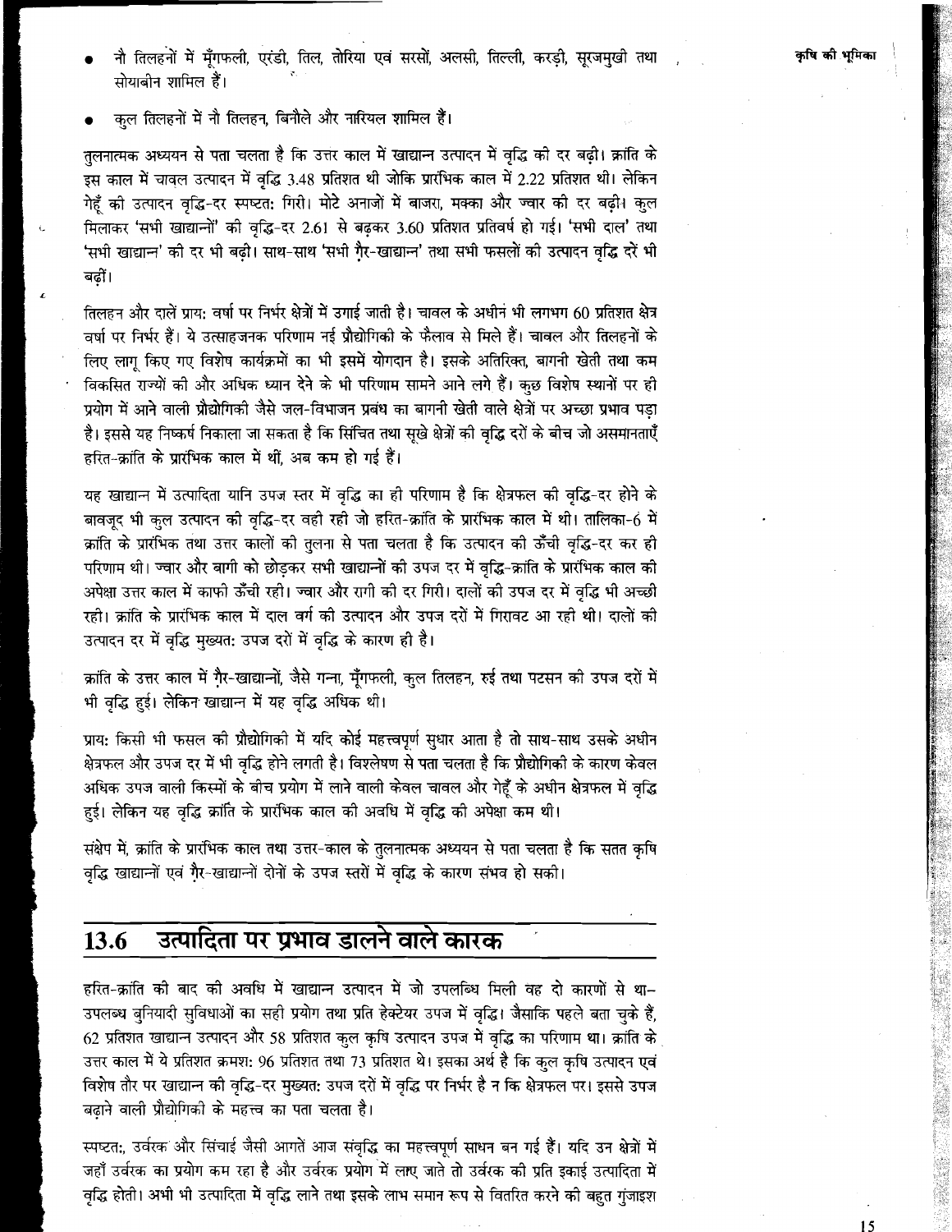- नौ तिलहनों में मूँगफली, एरंडी, तिल, तोरिया एवं सरसों, अलसी, तिल्ली, करड़ी, सूरजमुखी तथा सोयाबीन शामिल हैं।

- कुल तिलहनों में नौ तिलहन, बिनौले और नारियल शामिल हैं।

तुलनात्मक अध्ययन से पता चलता है कि उत्तर काल में खाद्यान्न उत्पादन में वृद्धि की दर बढ़ी। क्रांति के इस काल में चावल उत्पादन में वृद्धि 3.48 प्रतिशत थी जोकि प्रारंभिक काल में 2.22 प्रतिशत थी। लेकिन गेहूँ की उत्पादन वृद्धि-दर स्पष्टतः गिरी। मोटे अनाजों में बाजरा, मक्का और ज्वार की दर बढ़ी। कुल मिलाकर 'सभी खाद्यान्नों' की वृद्धि-दर 2.61 से बढ़कर 3.60 प्रतिशत प्रतिवर्ष हो गई। 'सभी दालें' तथा 'सभी खाद्यान्न' की दर भी बढ़ी। साथ-साथ 'सभी ग़ैर-खाद्यान्न' तथा सभी फसलों की उत्पादन वृद्धि दरें भी बढ़ीं।

तिलहन और दालें प्रायः वर्षा पर निर्भर क्षेत्रों में उगाई जाती है। चावल के अधीन भी लगभग 60 प्रतिशत क्षेत्र वर्षा पर निर्भर हैं। ये उत्साहजनक परिणाम नई प्रौद्योगिकी के फैलाव से मिले हैं। चावल और तिलहनों के लिए लागू किए गए विशेष कार्यक्रमों का भी इसमें योगदान है। इसके अतिरिक्त, बागनी खेती तथा कम विकसित राज्यों की ओर अधिक ध्यान देने के भी परिणाम सामने आने लगे हैं। कुछ विशेष स्थानों पर ही प्रयोग में आने वाली प्रौद्योगिकी जैसे जल-विभाजन प्रबंध का बागनी खेती वाले क्षेत्रों पर अच्छा प्रभाव पड़ा है। इससे यह निष्कर्ष निकाला जा सकता है कि सिंचित तथा सूखे क्षेत्रों की वृद्धि दरों के बीच जो असमानताएँ हरित-क्रांति के प्रारंभिक काल में थीं, अब कम हो गई हैं।

यह खाद्यान्न में उत्पादिता यानि उपज स्तर में वृद्धि का ही परिणाम है कि क्षेत्रफल की वृद्धि-दर होने के बावजूद भी कुल उत्पादन की वृद्धि-दर वही रही जो हरित-क्रांति के प्रारंभिक काल में थी। तालिका-6 में क्रांति के प्रारंभिक तथा उत्तर कालों की तुलना से पता चलता है कि उत्पादन की ऊँची वृद्धि-दर कर ही परिणाम थी। ज्वार और बागी को छोड़कर सभी खाद्यान्नों की उपज दर में वृद्धि-क्रांति के प्रारंभिक काल की अपेक्षा उत्तर काल में काफी ऊँची रही। ज्वार और रागी की दर गिरी। दालों की उपज दर में वृद्धि भी अच्छी रही। क्रांति के प्रारंभिक काल में दाल वर्ग की उत्पादन और उपज दरों में गिरावट आ रही थी। दालों की उत्पादन दर में वृद्धि मुख्यतः उपज दरों में वृद्धि के कारण ही है।

क्रांति के उत्तर काल में ग़ैर-खाद्यान्नों, जैसे गन्ना, मूँगफली, कुल तिलहन, रुई तथा पटसन की उपज दरों में भी वृद्धि हुई। लेकिन खाद्यान्न में यह वृद्धि अधिक थी।

प्रायः किसी भी फसल की प्रौद्योगिकी में यदि कोई महत्त्वपूर्ण सुधार आता है तो साथ-साथ उसके अधीन क्षेत्रफल और उपज दर में भी वृद्धि होने लगती है। विश्लेषण से पता चलता है कि प्रौद्योगिकी के कारण केवल अधिक उपज वाली किस्मों के बीच प्रयोग में लाने वाली केवल चावल और गेहूँ के अधीन क्षेत्रफल में वृद्धि हुई। लेकिन यह वृद्धि क्रांति के प्रारंभिक काल की अवधि में वृद्धि की अपेक्षा कम थी।

संक्षेप में, क्रांति के प्रारंभिक काल तथा उत्तर-काल के तुलनात्मक अध्ययन से पता चलता है कि सतत कृषि वृद्धि खाद्यान्नों एवं ग़ैर-खाद्यान्नों दोनों के उपज स्तरों में वृद्धि के कारण संभव हो सकी।

## 13.6 उत्पादिता पर प्रभाव डालने वाले कारक

हरित-क्रांति की बाद की अवधि में खाद्यान्न उत्पादन में जो उपलब्धि मिली वह दो कारणों से थी– उपलब्ध बुनियादी सुविधाओं का सही प्रयोग तथा प्रति हेक्टेयर उपज में वृद्धि। जैसाकि पहले बता चुके हैं, 62 प्रतिशत खाद्यान्न उत्पादन और 58 प्रतिशत कुल कृषि उत्पादन उपज में वृद्धि का परिणाम था। क्रांति के उत्तर काल में ये प्रतिशत क्रमशः 96 प्रतिशत तथा 73 प्रतिशत थे। इसका अर्थ है कि कुल कृषि उत्पादन एवं विशेष तौर पर खाद्यान्न की वृद्धि-दर मुख्यतः उपज दरों में वृद्धि पर निर्भर है न कि क्षेत्रफल पर। इससे उपज बढ़ाने वाली प्रौद्योगिकी के महत्त्व का पता चलता है।

स्पष्टतः, उर्वरक और सिंचाई जैसी आगतें आज संवृद्धि का महत्त्वपूर्ण साधन बन गई हैं। यदि उन क्षेत्रों में जहाँ उर्वरक का प्रयोग कम रहा है और उर्वरक प्रयोग में लाए जाते तो उर्वरक की प्रति इकाई उत्पादिता में वृद्धि होती। अभी भी उत्पादिता में वृद्धि लाने तथा इसके लाभ समान रूप से वितरित करने की बहुत गुंजाइश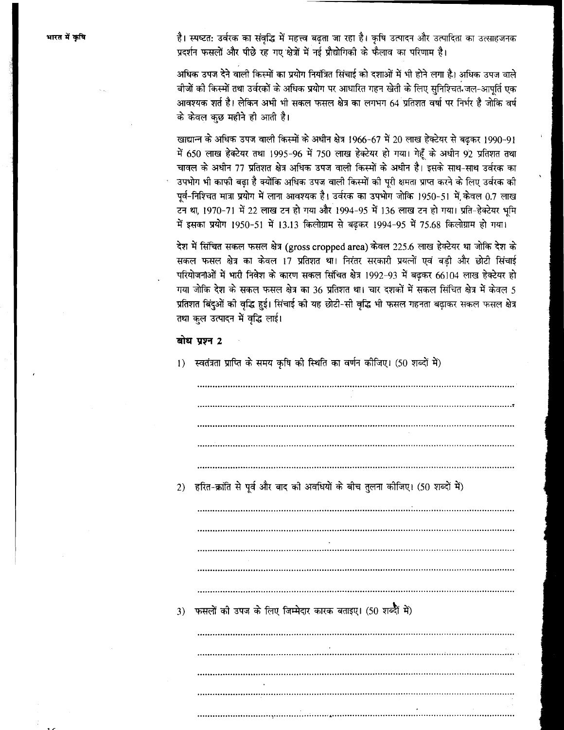है। स्पष्टत: उर्वरक का संवृद्धि में महत्त्व बढ़ता जा रहा है। कृषि उत्पादन और उत्पादिता का उत्साहजनक प्रदर्शन फसलों और पीछे रह गए क्षेत्रों में नई प्रौद्योगिकी के फैलाव का परिणाम है।

अधिक उपज देने वाली किस्मों का प्रयोग नियंत्रित सिंचाई को दशाओं में भी होने लगा है। अधिक उपज वाले बीजों की किस्मों तथा उर्वरकों के अधिक प्रयोग पर आधारित गहन खेती के लिए सुनिश्चित जल-आपूर्ति एक आवश्यक शर्त है। लेकिन अभी भी सकल फसल क्षेत्र का लगभग 64 प्रतिशत वर्षा पर निर्भर है जोकि वर्ष के केवल कुछ महीने ही आती है।

खाद्यान्न के अधिक उपज वाली किस्मों के अधीन क्षेत्र 1966-67 में 20 लाख हेक्टेयर से बढ़कर 1990-91 में 650 लाख हेक्टेयर तथा 1995-96 में 750 लाख हेक्टेयर हो गया। गेहूँ के अधीन 92 प्रतिशत तथा चावल के अधीन 77 प्रतिशत क्षेत्र अधिक उपज वाली किस्मों के अधीन है। इसके साथ-साथ उर्वरक का उपभोग भी काफी बढ़ा है क्योंकि अधिक उपज वाली किस्मों की पूरी क्षमता प्राप्त करने के लिए उर्वरक की पूर्व-निश्चित मात्रा प्रयोग में लाना आवश्यक है। उर्वरक का उपभोग जोकि 1950-51 में, केवल 0.7 लाख टन था, 1970-71 में 22 लाख टन हो गया और 1994-95 में 136 लाख टन हो गया। प्रति-हेक्टेयर भूमि में इसका प्रयोग 1950-51 में 13.13 किलोग्राम से बढ़कर 1994-95 में 75.68 किलोग्राम हो गया।

देश में सिंचित सकल फसल क्षेत्र (gross cropped area) केवल 225.6 लाख हेक्टेयर था जोकि देश के सकल फसल क्षेत्र का केवल 17 प्रतिशत था। निरंतर सरकारी प्रयत्नों एवं बड़ी और छोटी सिंचाई परियोजनाओं में भारी निवेश के कारण सकल सिंचित क्षेत्र 1992-93 में बढ़कर 66104 लाख हेक्टेयर हो गया जोकि देश के सकल फसल क्षेत्र का 36 प्रतिशत था। चार दशकों में सकल सिंचित क्षेत्र में केवल 5 प्रतिशत बिंदुओं की वृद्धि हुई। सिंचाई की यह छोटी-सी वृद्धि भी फसल गहनता बढ़ाकर सकल फसल क्षेत्र तथा कुल उत्पादन में वृद्धि लाई।

**बोध प्रश्न 2**

1) स्वतंत्रता प्राप्ति के समय कृषि की स्थिति का वर्णन कीजिए। (50 शब्दों में)

..................................................................................................................

..................................................................................................................

..................................................................................................................

..................................................................................................................

..................................................................................................................

2) हरित-क्रांति से पूर्व और बाद की अवधियों के बीच तुलना कीजिए। (50 शब्दों में)

..................................................................................................................

..................................................................................................................

..................................................................................................................

..................................................................................................................

..................................................................................................................

3) फसलों की उपज के लिए जिम्मेदार कारक बताइए। (50 शब्दों में)

..................................................................................................................

..................................................................................................................

..................................................................................................................

..................................................................................................................

..................................................................................................................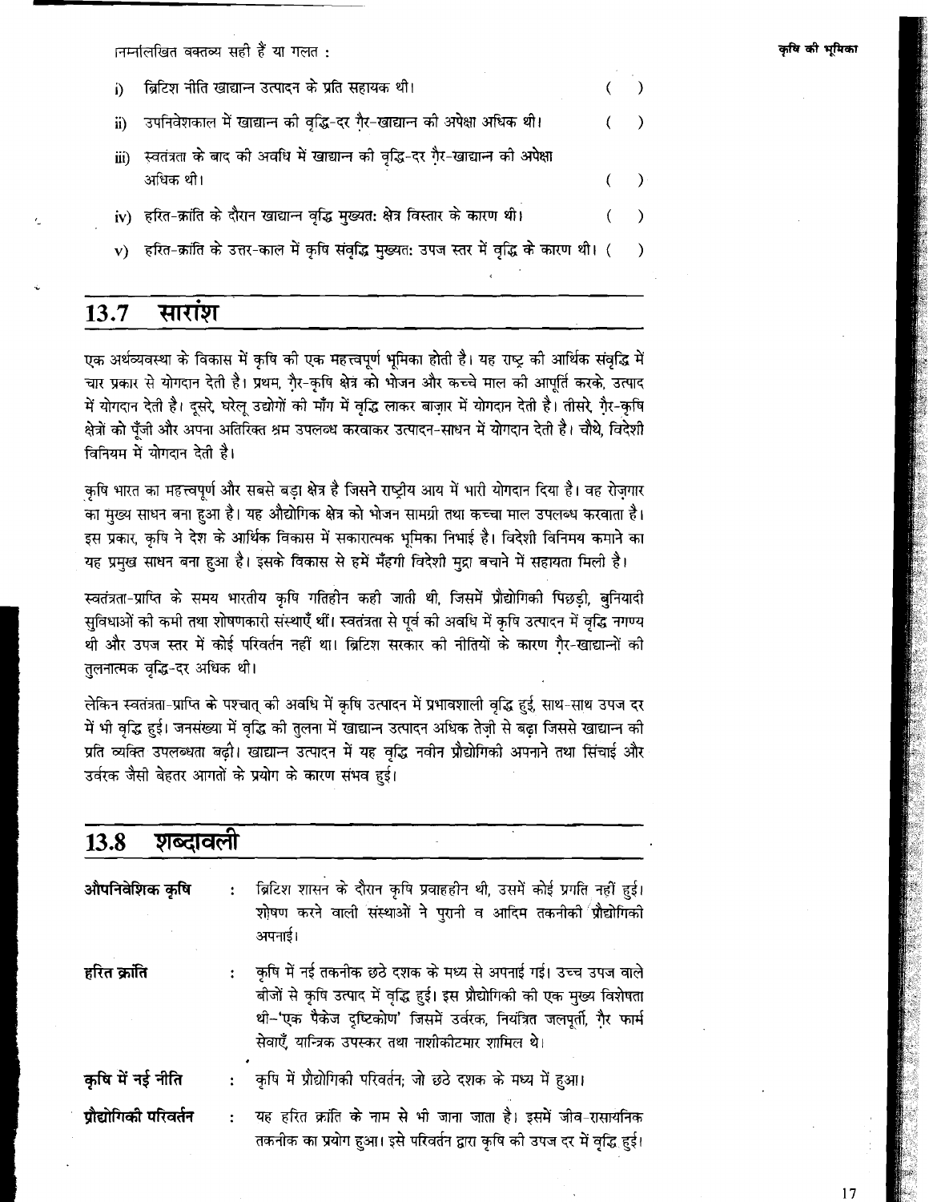निम्नलिखित वक्तव्य सही हैं या गलत :

i) ब्रिटिश नीति खाद्यान्न उत्पादन के प्रति सहायक थी। ( )

ii) उपनिवेशकाल में खाद्यान्न की वृद्धि-दर ग़ैर-खाद्यान्न की अपेक्षा अधिक थी। ( )

iii) स्वतंत्रता के बाद की अवधि में खाद्यान्न की वृद्धि-दर ग़ैर-खाद्यान्न की अपेक्षा अधिक थी। ( )

iv) हरित-क्रांति के दौरान खाद्यान्न वृद्धि मुख्यतः क्षेत्र विस्तार के कारण थी। ( )

v) हरित-क्रांति के उत्तर-काल में कृषि संवृद्धि मुख्यतः उपज स्तर में वृद्धि के कारण थी। ( )

## 13.7 सारांश

एक अर्थव्यवस्था के विकास में कृषि की एक महत्त्वपूर्ण भूमिका होती है। यह राष्ट्र की आर्थिक संवृद्धि में चार प्रकार से योगदान देती है। प्रथम, ग़ैर-कृषि क्षेत्र को भोजन और कच्चे माल की आपूर्ति करके, उत्पाद में योगदान देती है। दूसरे, घरेलू उद्योगों की माँग में वृद्धि लाकर बाज़ार में योगदान देती है। तीसरे, ग़ैर-कृषि क्षेत्रों को पूँजी और अपना अतिरिक्त श्रम उपलब्ध करवाकर उत्पादन-साधन में योगदान देती है। चौथे, विदेशी विनिमय में योगदान देती है।

कृषि भारत का महत्त्वपूर्ण और सबसे बड़ा क्षेत्र है जिसने राष्ट्रीय आय में भारी योगदान दिया है। वह रोज़गार का मुख्य साधन बना हुआ है। यह औद्योगिक क्षेत्र को भोजन सामग्री तथा कच्चा माल उपलब्ध करवाता है। इस प्रकार, कृषि ने देश के आर्थिक विकास में सकारात्मक भूमिका निभाई है। विदेशी विनिमय कमाने का यह प्रमुख साधन बना हुआ है। इसके विकास से हमें मँहगी विदेशी मुद्रा बचाने में सहायता मिली है।

स्वतंत्रता-प्राप्ति के समय भारतीय कृषि गतिहीन कही जाती थी, जिसमें प्रौद्योगिकी पिछड़ी, बुनियादी सुविधाओं की कमी तथा शोषणकारी संस्थाएँ थीं। स्वतंत्रता से पूर्व की अवधि में कृषि उत्पादन में वृद्धि नगण्य थी और उपज स्तर में कोई परिवर्तन नहीं था। ब्रिटिश सरकार की नीतियों के कारण ग़ैर-खाद्यान्नों की तुलनात्मक वृद्धि-दर अधिक थी।

लेकिन स्वतंत्रता-प्राप्ति के पश्चात् की अवधि में कृषि उत्पादन में प्रभावशाली वृद्धि हुई, साथ-साथ उपज दर में भी वृद्धि हुई। जनसंख्या में वृद्धि की तुलना में खाद्यान्न उत्पादन अधिक तेज़ी से बढ़ा जिससे खाद्यान्न की प्रति व्यक्ति उपलब्धता बढ़ी। खाद्यान्न उत्पादन में यह वृद्धि नवीन प्रौद्योगिकी अपनाने तथा सिंचाई और उर्वरक जैसी बेहतर आगतों के प्रयोग के कारण संभव हुई।

## 13.8 शब्दावली

**औपनिवेशिक कृषि** : ब्रिटिश शासन के दौरान कृषि प्रवाहहीन थी, उसमें कोई प्रगति नहीं हुई। शोषण करने वाली संस्थाओं ने पुरानी व आदिम तकनीकी प्रौद्योगिकी अपनाई।

**हरित क्रांति** : कृषि में नई तकनीक छठे दशक के मध्य से अपनाई गई। उच्च उपज वाले बीजों से कृषि उत्पाद में वृद्धि हुई। इस प्रौद्योगिकी की एक मुख्य विशेषता थी–'एक पैकेज दृष्टिकोण' जिसमें उर्वरक, नियंत्रित जलपूर्ती, ग़ैर फार्म सेवाएँ, यान्त्रिक उपस्कर तथा नाशीकोटमार शामिल थे।

**कृषि में नई नीति** : कृषि में प्रौद्योगिकी परिवर्तन; जो छठे दशक के मध्य में हुआ।

**प्रौद्योगिकी परिवर्तन** : यह हरित क्रांति के नाम से भी जाना जाता है। इसमें जीव-रासायनिक तकनीक का प्रयोग हुआ। इसे परिवर्तन द्वारा कृषि की उपज दर में वृद्धि हुई।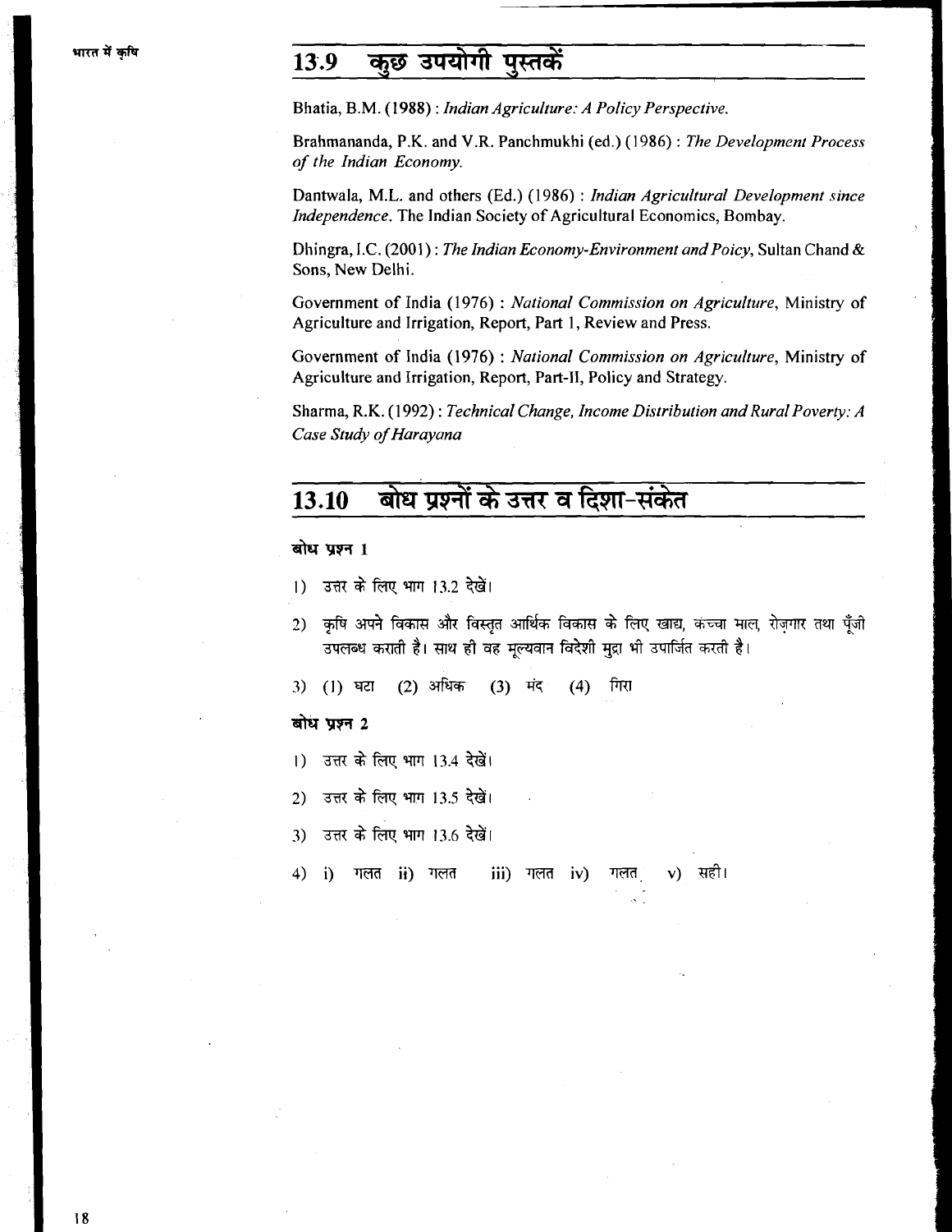## 13.9 कुछ उपयोगी पुस्तकें

Bhatia, B.M. (1988) : *Indian Agriculture: A Policy Perspective.*

Brahmananda, P.K. and V.R. Panchmukhi (ed.) (1986) : *The Development Process of the Indian Economy.*

Dantwala, M.L. and others (Ed.) (1986) : *Indian Agricultural Development since Independence.* The Indian Society of Agricultural Economics, Bombay.

Dhingra, I.C. (2001) : *The Indian Economy-Environment and Poicy*, Sultan Chand & Sons, New Delhi.

Government of India (1976) : *National Commission on Agriculture*, Ministry of Agriculture and Irrigation, Report, Part 1, Review and Press.

Government of India (1976) : *National Commission on Agriculture*, Ministry of Agriculture and Irrigation, Report, Part-II, Policy and Strategy.

Sharma, R.K. (1992) : *Technical Change, Income Distribution and Rural Poverty: A Case Study of Harayana*

## 13.10 बोध प्रश्नों के उत्तर व दिशा-संकेत

**बोध प्रश्न 1**

1) उत्तर के लिए भाग 13.2 देखें।
2) कृषि अपने विकास और विस्तृत आर्थिक विकास के लिए खाद्य, कच्चा माल, रोज़गार तथा पूँजी उपलब्ध कराती है। साथ ही वह मूल्यवान विदेशी मुद्रा भी उपार्जित करती है।
3) (1) घटा (2) अधिक (3) मंद (4) गिरा

**बोध प्रश्न 2**

1) उत्तर के लिए भाग 13.4 देखें।
2) उत्तर के लिए भाग 13.5 देखें।
3) उत्तर के लिए भाग 13.6 देखें।
4) i) गलत ii) गलत iii) गलत iv) गलत v) सही।